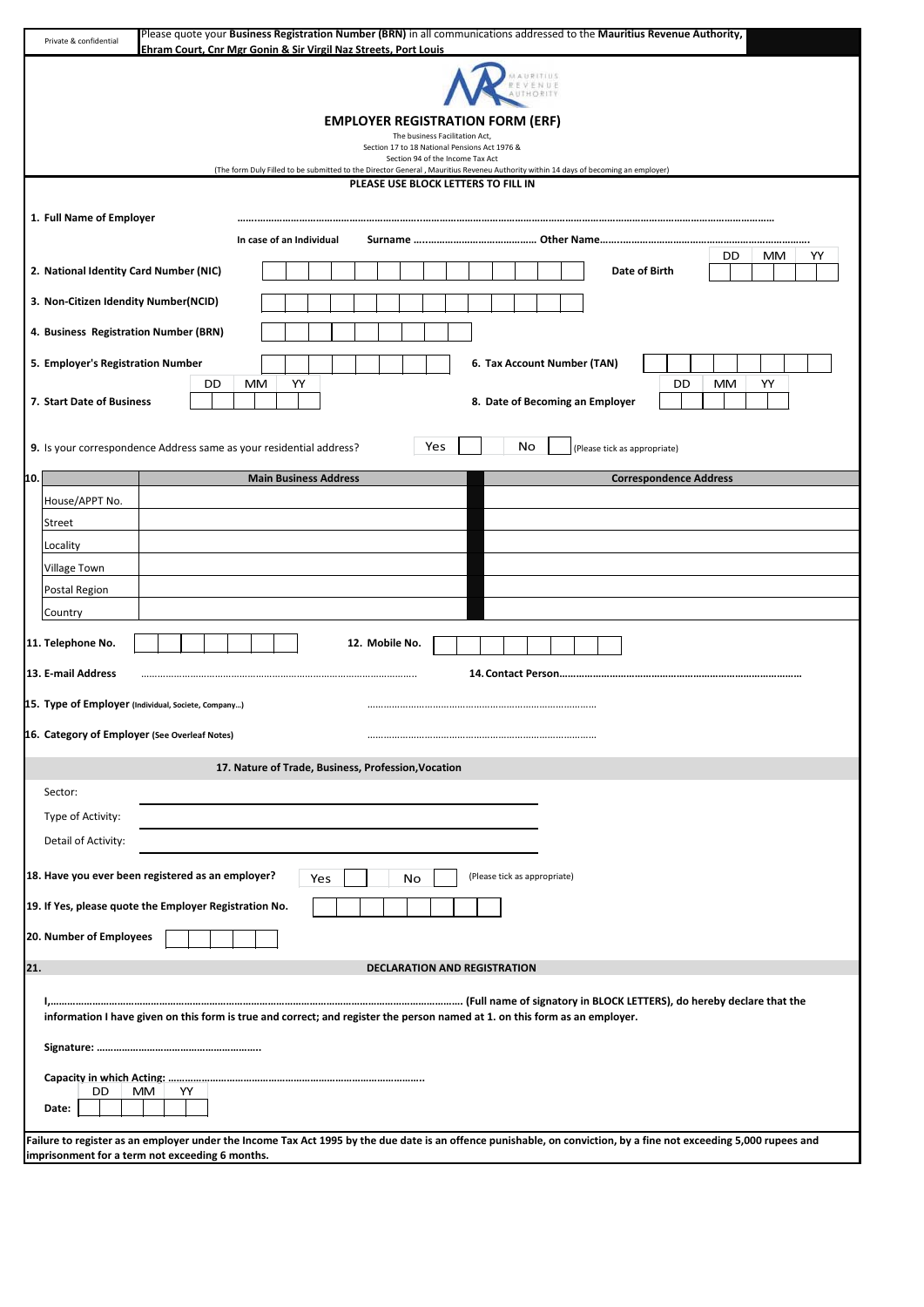Private & confidential | Please quote your **Business Registration Number (BRN)** in all communications addressed to the **Mauritius Revenue Authority, Ehram Court, Cnr Mgr Gonin & Sir Virgil Naz Streets, Port Louis**

MAURITIUS REVENUE AUTHORITY

# EMPLOYER REGISTRATION FORM (ERF)

The business Facilitation Act,
Section 17 to 18 National Pensions Act 1976 &
Section 94 of the Income Tax Act
(The form Duly Filled to be submitted to the Director General , Mauritius Reveneu Authority within 14 days of becoming an employer)

**PLEASE USE BLOCK LETTERS TO FILL IN**

**1. Full Name of Employer** ……………………………………………………………………………………………………………

**In case of an Individual** **Surname** ……………………………… **Other Name**………………………………………………

**2. National Identity Card Number (NIC)** | | | | | | | | | | | | | | | **Date of Birth** DD | MM | YY

**3. Non-Citizen Idendity Number(NCID)** | | | | | | | | | | | | | | |

**4. Business Registration Number (BRN)** | | | | | | | | | |

**5. Employer's Registration Number** | | | | | | | | | | **6. Tax Account Number (TAN)** | | | | | | | | |

**7. Start Date of Business** DD | MM | YY **8. Date of Becoming an Employer** DD | MM | YY

**9.** Is your correspondence Address same as your residential address? Yes ☐ No ☐ (Please tick as appropriate)

| 10. | Main Business Address | Correspondence Address |
|---|---|---|
| House/APPT No. | | |
| Street | | |
| Locality | | |
| Village Town | | |
| Postal Region | | |
| Country | | |

**11. Telephone No.** | | | | | | | | **12. Mobile No.** | | | | | | | | |

**13. E-mail Address** ……………………………………………………… **14. Contact Person**………………………………………………………

**15. Type of Employer** (Individual, Societe, Company…) ………………………………………………………

**16. Category of Employer** (See Overleaf Notes) ………………………………………………………

**17. Nature of Trade, Business, Profession,Vocation**

Sector: \_\_\_\_\_\_\_\_\_\_\_\_\_\_\_\_\_\_\_\_\_\_\_\_

Type of Activity: \_\_\_\_\_\_\_\_\_\_\_\_\_\_\_\_\_\_\_\_\_\_\_\_

Detail of Activity: \_\_\_\_\_\_\_\_\_\_\_\_\_\_\_\_\_\_\_\_\_\_\_\_

**18. Have you ever been registered as an employer?** Yes ☐ No ☐ (Please tick as appropriate)

**19. If Yes, please quote the Employer Registration No.** | | | | | | | | |

**20. Number of Employees** | | | | | |

**21. DECLARATION AND REGISTRATION**

**I,**…………………………………………………………………………… **(Full name of signatory in BLOCK LETTERS), do hereby declare that the information I have given on this form is true and correct; and register the person named at 1. on this form as an employer.**

**Signature:** ………………………………………………

**Capacity in which Acting:** ………………………………………………………………

**Date:** DD | MM | YY

**Failure to register as an employer under the Income Tax Act 1995 by the due date is an offence punishable, on conviction, by a fine not exceeding 5,000 rupees and imprisonment for a term not exceeding 6 months.**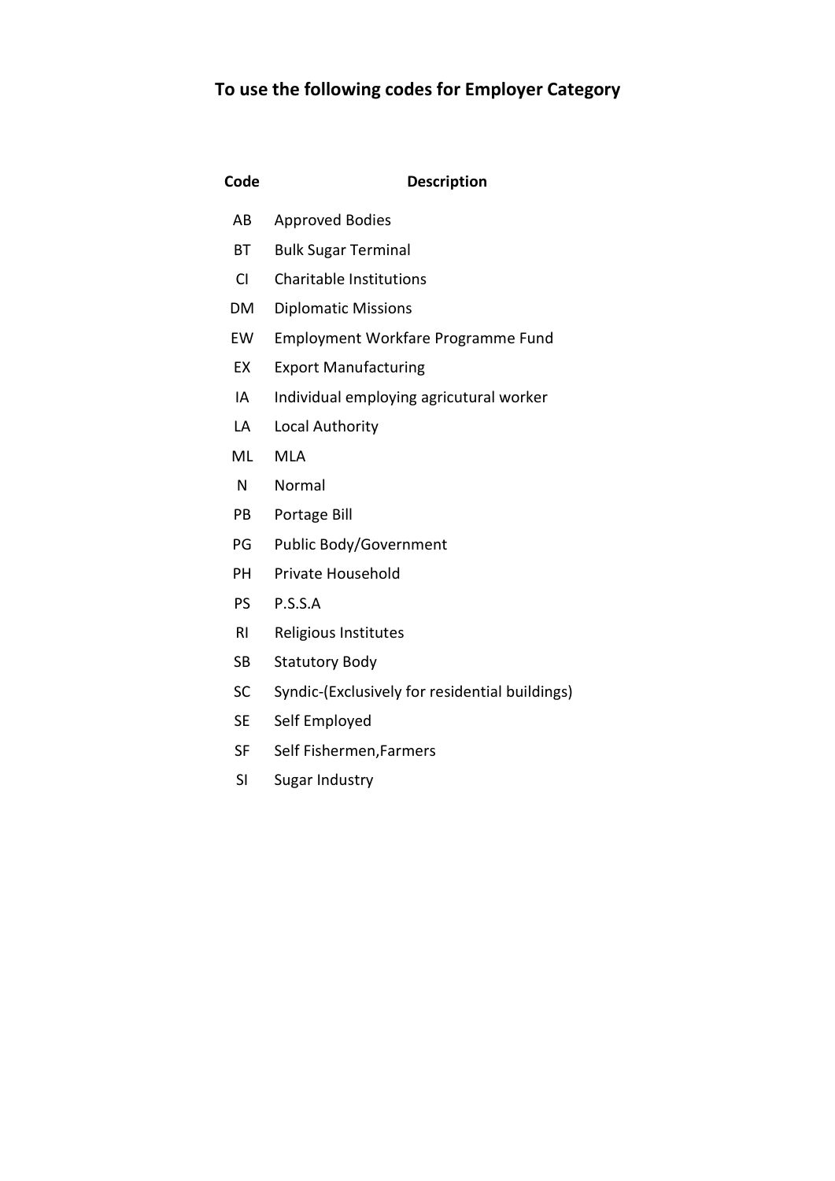## To use the following codes for Employer Category

| Code | Description |
|---|---|
| AB | Approved Bodies |
| BT | Bulk Sugar Terminal |
| CI | Charitable Institutions |
| DM | Diplomatic Missions |
| EW | Employment Workfare Programme Fund |
| EX | Export Manufacturing |
| IA | Individual employing agricutural worker |
| LA | Local Authority |
| ML | MLA |
| N | Normal |
| PB | Portage Bill |
| PG | Public Body/Government |
| PH | Private Household |
| PS | P.S.S.A |
| RI | Religious Institutes |
| SB | Statutory Body |
| SC | Syndic-(Exclusively for residential buildings) |
| SE | Self Employed |
| SF | Self Fishermen,Farmers |
| SI | Sugar Industry |